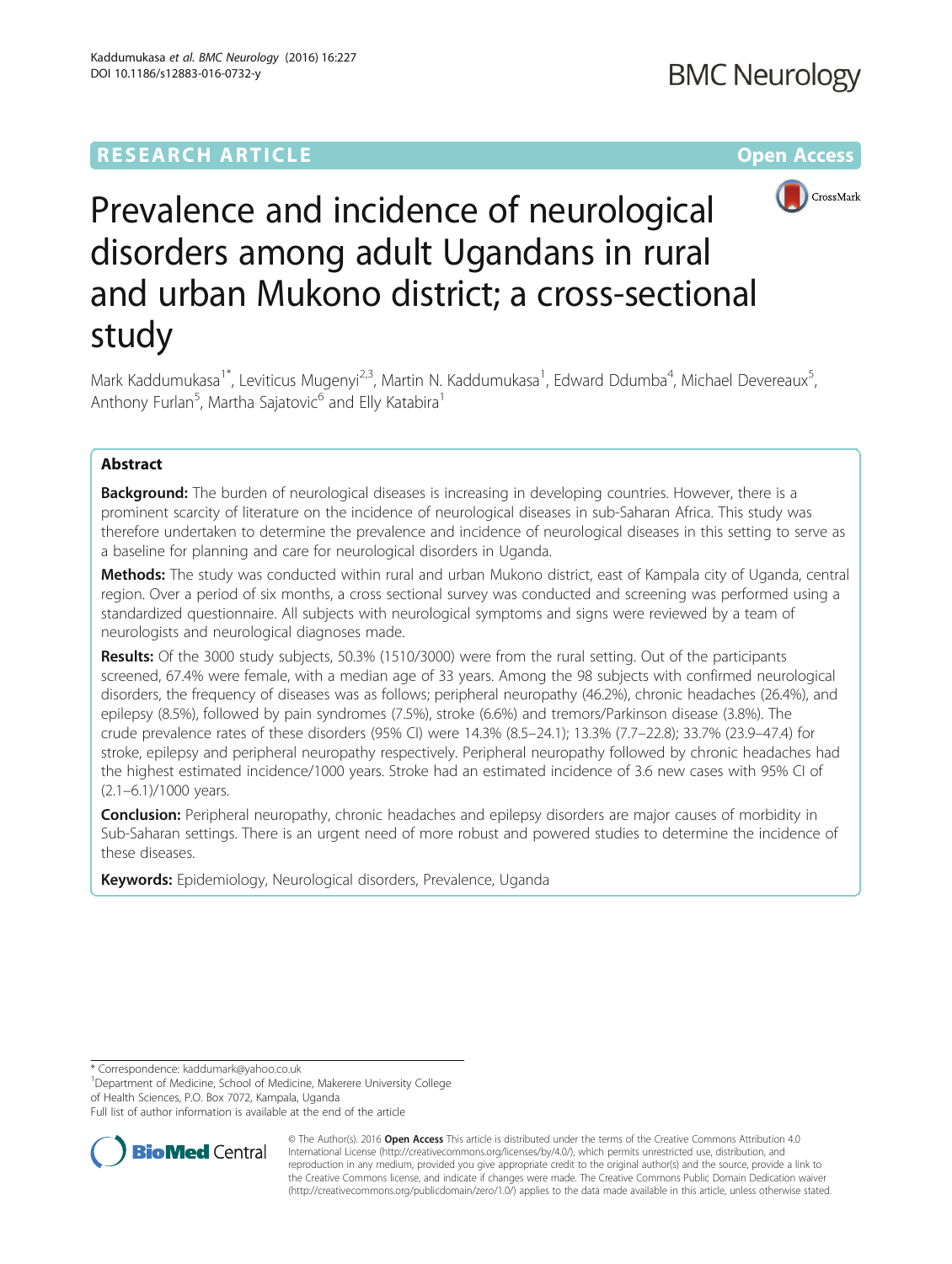RESEARCH ARTICLE

Open Access

# Prevalence and incidence of neurological disorders among adult Ugandans in rural and urban Mukono district; a cross-sectional study

Mark Kaddumukasa[1*], Leviticus Mugenyi[2,3], Martin N. Kaddumukasa[1], Edward Ddumba[4], Michael Devereaux[5], Anthony Furlan[5], Martha Sajatovic[6] and Elly Katabira[1]

## Abstract

**Background:** The burden of neurological diseases is increasing in developing countries. However, there is a prominent scarcity of literature on the incidence of neurological diseases in sub-Saharan Africa. This study was therefore undertaken to determine the prevalence and incidence of neurological diseases in this setting to serve as a baseline for planning and care for neurological disorders in Uganda.

**Methods:** The study was conducted within rural and urban Mukono district, east of Kampala city of Uganda, central region. Over a period of six months, a cross sectional survey was conducted and screening was performed using a standardized questionnaire. All subjects with neurological symptoms and signs were reviewed by a team of neurologists and neurological diagnoses made.

**Results:** Of the 3000 study subjects, 50.3% (1510/3000) were from the rural setting. Out of the participants screened, 67.4% were female, with a median age of 33 years. Among the 98 subjects with confirmed neurological disorders, the frequency of diseases was as follows; peripheral neuropathy (46.2%), chronic headaches (26.4%), and epilepsy (8.5%), followed by pain syndromes (7.5%), stroke (6.6%) and tremors/Parkinson disease (3.8%). The crude prevalence rates of these disorders (95% CI) were 14.3% (8.5–24.1); 13.3% (7.7–22.8); 33.7% (23.9–47.4) for stroke, epilepsy and peripheral neuropathy respectively. Peripheral neuropathy followed by chronic headaches had the highest estimated incidence/1000 years. Stroke had an estimated incidence of 3.6 new cases with 95% CI of (2.1–6.1)/1000 years.

**Conclusion:** Peripheral neuropathy, chronic headaches and epilepsy disorders are major causes of morbidity in Sub-Saharan settings. There is an urgent need of more robust and powered studies to determine the incidence of these diseases.

**Keywords:** Epidemiology, Neurological disorders, Prevalence, Uganda

---

* Correspondence: kaddumark@yahoo.co.uk
[1]Department of Medicine, School of Medicine, Makerere University College of Health Sciences, P.O. Box 7072, Kampala, Uganda
Full list of author information is available at the end of the article

© The Author(s). 2016 **Open Access** This article is distributed under the terms of the Creative Commons Attribution 4.0 International License (http://creativecommons.org/licenses/by/4.0/), which permits unrestricted use, distribution, and reproduction in any medium, provided you give appropriate credit to the original author(s) and the source, provide a link to the Creative Commons license, and indicate if changes were made. The Creative Commons Public Domain Dedication waiver (http://creativecommons.org/publicdomain/zero/1.0/) applies to the data made available in this article, unless otherwise stated.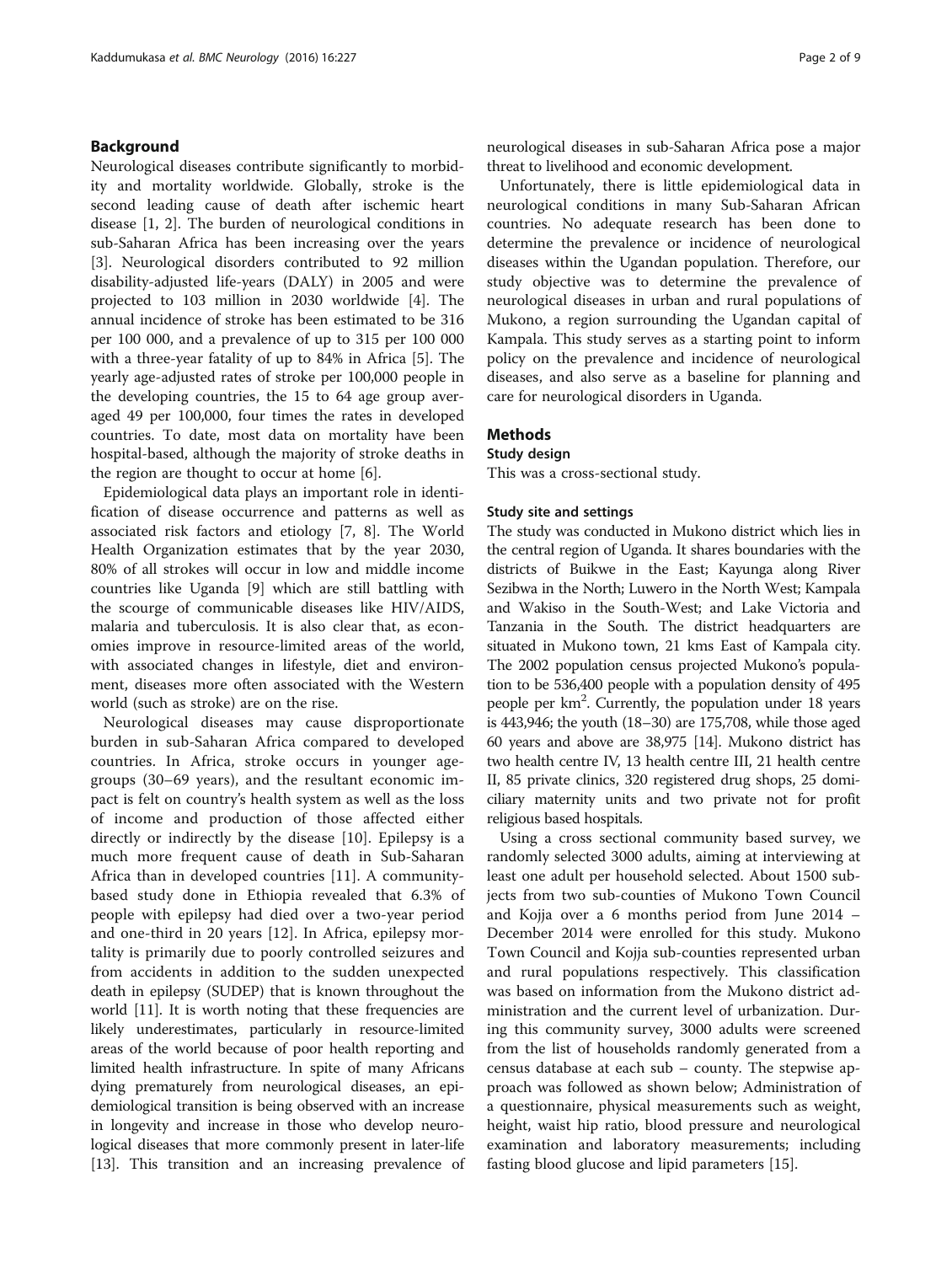## Background

Neurological diseases contribute significantly to morbidity and mortality worldwide. Globally, stroke is the second leading cause of death after ischemic heart disease [1, 2]. The burden of neurological conditions in sub-Saharan Africa has been increasing over the years [3]. Neurological disorders contributed to 92 million disability-adjusted life-years (DALY) in 2005 and were projected to 103 million in 2030 worldwide [4]. The annual incidence of stroke has been estimated to be 316 per 100 000, and a prevalence of up to 315 per 100 000 with a three-year fatality of up to 84% in Africa [5]. The yearly age-adjusted rates of stroke per 100,000 people in the developing countries, the 15 to 64 age group averaged 49 per 100,000, four times the rates in developed countries. To date, most data on mortality stroke have been hospital-based, although the majority of stroke deaths in the region are thought to occur at home [6].

Epidemiological data plays an important role in identification of disease occurrence and patterns as well as associated risk factors and etiology [7, 8]. The World Health Organization estimates that by the year 2030, 80% of all strokes will occur in low and middle income countries like Uganda [9] which are still battling with the scourge of communicable diseases like HIV/AIDS, malaria and tuberculosis. It is also clear that, as economies improve in resource-limited areas of the world, with associated changes in lifestyle, diet and environment, diseases more often associated with the Western world (such as stroke) are on the rise.

Neurological diseases may cause disproportionate burden in sub-Saharan Africa compared to developed countries. In Africa, stroke occurs in younger age-groups (30–69 years), and the resultant economic impact is felt on country's health system as well as the loss of income and production of those affected either directly or indirectly by the disease [10]. Epilepsy is a much more frequent cause of death in Sub-Saharan Africa than in developed countries [11]. A community-based study done in Ethiopia revealed that 6.3% of people with epilepsy had died over a two-year period and one-third in 20 years [12]. In Africa, epilepsy mortality is primarily due to poorly controlled seizures and from accidents in addition to the sudden unexpected death in epilepsy (SUDEP) that is known throughout the world [11]. It is worth noting that these frequencies are likely underestimates, particularly in resource-limited areas of the world because of poor health reporting and limited health infrastructure. In spite of many Africans dying prematurely from neurological diseases, an epidemiological transition is being observed with an increase in longevity and increase in those who develop neurological diseases that more commonly present in later-life [13]. This transition and an increasing prevalence of neurological diseases in sub-Saharan Africa pose a major threat to livelihood and economic development.

Unfortunately, there is little epidemiological data in neurological conditions in many Sub-Saharan African countries. No adequate research has been done to determine the prevalence or incidence of neurological diseases within the Ugandan population. Therefore, our study objective was to determine the prevalence of neurological diseases in urban and rural populations of Mukono, a region surrounding the Ugandan capital of Kampala. This study serves as a starting point to inform policy on the prevalence and incidence of neurological diseases, and also serve as a baseline for planning and care for neurological disorders in Uganda.

## Methods

### Study design

This was a cross-sectional study.

### Study site and settings

The study was conducted in Mukono district which lies in the central region of Uganda. It shares boundaries with the districts of Buikwe in the East; Kayunga along River Sezibwa in the North; Luwero in the North West; Kampala and Wakiso in the South-West; and Lake Victoria and Tanzania in the South. The district headquarters are situated in Mukono town, 21 kms East of Kampala city. The 2002 population census projected Mukono's population to be 536,400 people with a population density of 495 people per km$^2$. Currently, the population under 18 years is 443,946; the youth (18–30) are 175,708, while those aged 60 years and above are 38,975 [14]. Mukono district has two health centre IV, 13 health centre III, 21 health centre II, 85 private clinics, 320 registered drug shops, 25 domiciliary maternity units and two private not for profit religious based hospitals.

Using a cross sectional community based survey, we randomly selected 3000 adults, aiming at interviewing at least one adult per household selected. About 1500 subjects from two sub-counties of Mukono Town Council and Kojja over a 6 months period from June 2014 – December 2014 were enrolled for this study. Mukono Town Council and Kojja sub-counties represented urban and rural populations respectively. This classification was based on information from the Mukono district administration and the current level of urbanization. During this community survey, 3000 adults were screened from the list of households randomly generated from a census database at each sub – county. The stepwise approach was followed as shown below; Administration of a questionnaire, physical measurements such as weight, height, waist hip ratio, blood pressure and neurological examination and laboratory measurements; including fasting blood glucose and lipid parameters [15].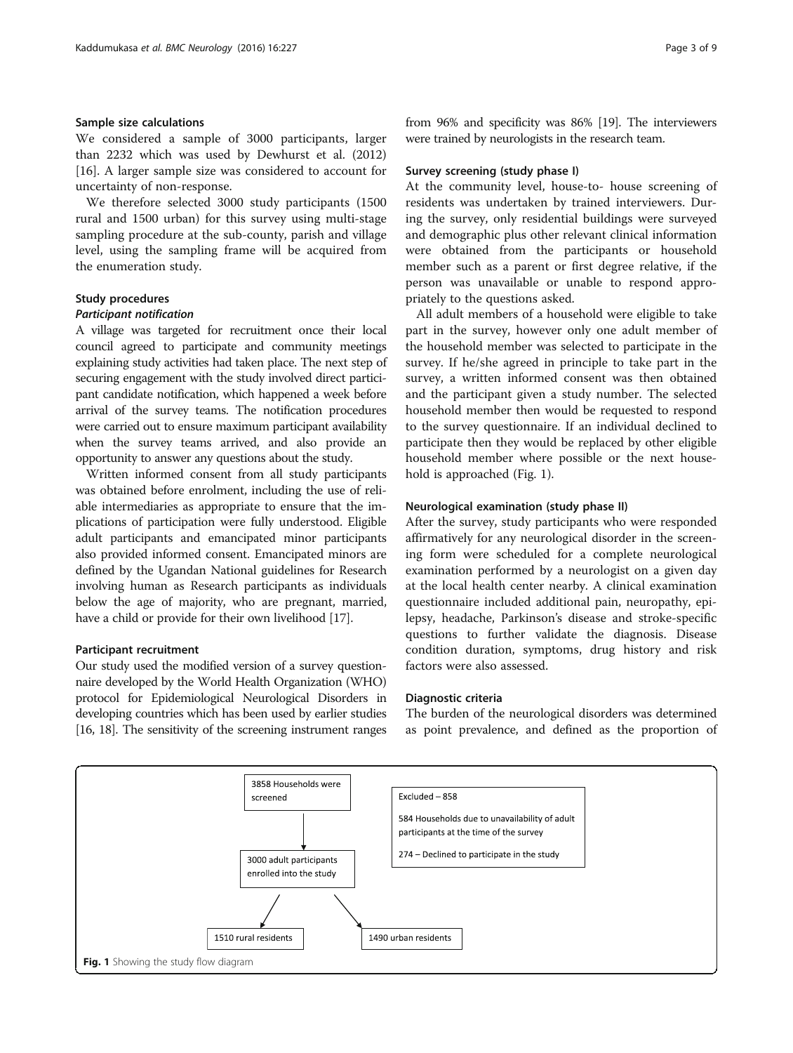### Sample size calculations

We considered a sample of 3000 participants, larger than 2232 which was used by Dewhurst et al. (2012) [16]. A larger sample size was considered to account for uncertainty of non-response.

We therefore selected 3000 study participants (1500 rural and 1500 urban) for this survey using multi-stage sampling procedure at the sub-county, parish and village level, using the sampling frame will be acquired from the enumeration study.

### Study procedures

#### *Participant notification*

A village was targeted for recruitment once their local council agreed to participate and community meetings explaining study activities had taken place. The next step of securing engagement with the study involved direct participant candidate notification, which happened a week before arrival of the survey teams. The notification procedures were carried out to ensure maximum participant availability when the survey teams arrived, and also provide an opportunity to answer any questions about the study.

Written informed consent from all study participants was obtained before enrolment, including the use of reliable intermediaries as appropriate to ensure that the implications of participation were fully understood. Eligible adult participants and emancipated minor participants also provided informed consent. Emancipated minors are defined by the Ugandan National guidelines for Research involving human as Research participants as individuals below the age of majority, who are pregnant, married, have a child or provide for their own livelihood [17].

### Participant recruitment

Our study used the modified version of a survey questionnaire developed by the World Health Organization (WHO) protocol for Epidemiological Neurological Disorders in developing countries which has been used by earlier studies [16, 18]. The sensitivity of the screening instrument ranges from 96% and specificity was 86% [19]. The interviewers were trained by neurologists in the research team.

### Survey screening (study phase I)

At the community level, house-to- house screening of residents was undertaken by trained interviewers. During the survey, only residential buildings were surveyed and demographic plus other relevant clinical information were obtained from the participants or household member such as a parent or first degree relative, if the person was unavailable or unable to respond appropriately to the questions asked.

All adult members of a household were eligible to take part in the survey, however only one adult member of the household member was selected to participate in the survey. If he/she agreed in principle to take part in the survey, a written informed consent was then obtained and the participant given a study number. The selected household member then would be requested to respond to the survey questionnaire. If an individual declined to participate then they would be replaced by other eligible household member where possible or the next household is approached (Fig. 1).

### Neurological examination (study phase II)

After the survey, study participants who were responded affirmatively for any neurological disorder in the screening form were scheduled for a complete neurological examination performed by a neurologist on a given day at the local health center nearby. A clinical examination questionnaire included additional pain, neuropathy, epilepsy, headache, Parkinson's disease and stroke-specific questions to further validate the diagnosis. Disease condition duration, symptoms, drug history and risk factors were also assessed.

### Diagnostic criteria

The burden of the neurological disorders was determined as point prevalence, and defined as the proportion of

3858 Households were screened

Excluded – 858

584 Households due to unavailability of adult participants at the time of the survey

274 – Declined to participate in the study

3000 adult participants enrolled into the study

1510 rural residents

1490 urban residents

**Fig. 1** Showing the study flow diagram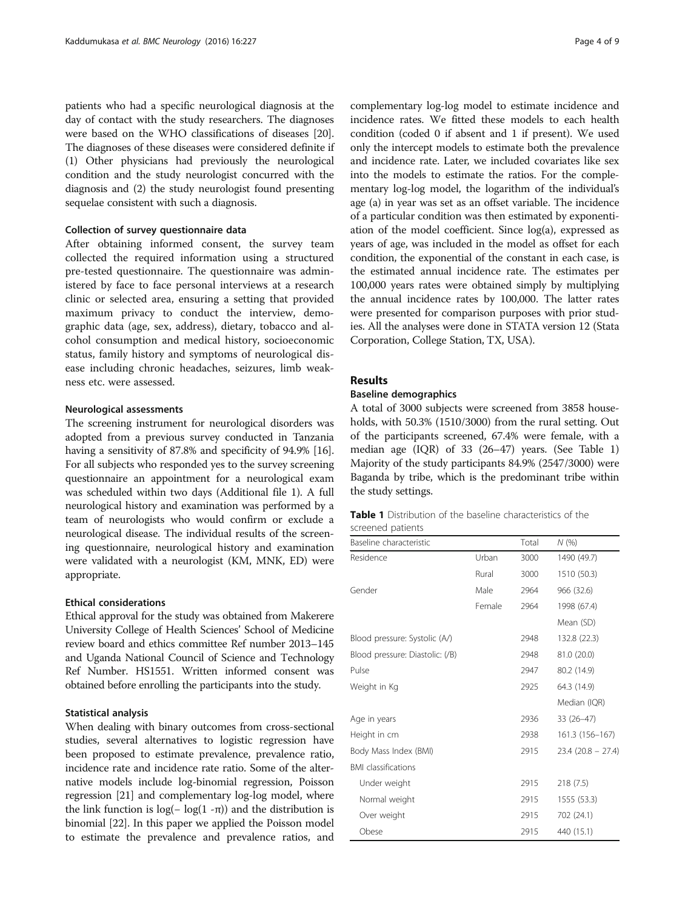patients who had a specific neurological diagnosis at the day of contact with the study researchers. The diagnoses were based on the WHO classifications of diseases [20]. The diagnoses of these diseases were considered definite if (1) Other physicians had previously the neurological condition and the study neurologist concurred with the diagnosis and (2) the study neurologist found presenting sequelae consistent with such a diagnosis.

### Collection of survey questionnaire data

After obtaining informed consent, the survey team collected the required information using a structured pre-tested questionnaire. The questionnaire was administered by face to face personal interviews at a research clinic or selected area, ensuring a setting that provided maximum privacy to conduct the interview, demographic data (age, sex, address), dietary, tobacco and alcohol consumption and medical history, socioeconomic status, family history and symptoms of neurological disease including chronic headaches, seizures, limb weakness etc. were assessed.

### Neurological assessments

The screening instrument for neurological disorders was adopted from a previous survey conducted in Tanzania having a sensitivity of 87.8% and specificity of 94.9% [16]. For all subjects who responded yes to the survey screening questionnaire an appointment for a neurological exam was scheduled within two days (Additional file 1). A full neurological history and examination was performed by a team of neurologists who would confirm or exclude a neurological disease. The individual results of the screening questionnaire, neurological history and examination were validated with a neurologist (KM, MNK, ED) were appropriate.

### Ethical considerations

Ethical approval for the study was obtained from Makerere University College of Health Sciences' School of Medicine review board and ethics committee Ref number 2013–145 and Uganda National Council of Science and Technology Ref Number. HS1551. Written informed consent was obtained before enrolling the participants into the study.

### Statistical analysis

When dealing with binary outcomes from cross-sectional studies, several alternatives to logistic regression have been proposed to estimate prevalence, prevalence ratio, incidence rate and incidence rate ratio. Some of the alternative models include log-binomial regression, Poisson regression [21] and complementary log-log model, where the link function is $\log(-\log(1-\pi))$ and the distribution is binomial [22]. In this paper we applied the Poisson model to estimate the prevalence and prevalence ratios, and complementary log-log model to estimate incidence and incidence rates. We fitted these models to each health condition (coded 0 if absent and 1 if present). We used only the intercept models to estimate both the prevalence and incidence rate. Later, we included covariates like sex into the models to estimate the ratios. For the complementary log-log model, the logarithm of the individual's age (a) in year was set as an offset variable. The incidence of a particular condition was then estimated by exponentiation of the model coefficient. Since log(a), expressed as years of age, was included in the model as offset for each condition, the exponential of the constant in each case, is the estimated annual incidence rate. The estimates per 100,000 years rates were obtained simply by multiplying the annual incidence rates by 100,000. The latter rates were presented for comparison purposes with prior studies. All the analyses were done in STATA version 12 (Stata Corporation, College Station, TX, USA).

## Results

### Baseline demographics

A total of 3000 subjects were screened from 3858 households, with 50.3% (1510/3000) from the rural setting. Out of the participants screened, 67.4% were female, with a median age (IQR) of 33 (26–47) years. (See Table 1) Majority of the study participants 84.9% (2547/3000) were Baganda by tribe, which is the predominant tribe within the study settings.

**Table 1** Distribution of the baseline characteristics of the screened patients

| Baseline characteristic | | Total | N (%) |
|---|---|---|---|
| Residence | Urban | 3000 | 1490 (49.7) |
| | Rural | 3000 | 1510 (50.3) |
| Gender | Male | 2964 | 966 (32.6) |
| | Female | 2964 | 1998 (67.4) |
| | | | Mean (SD) |
| Blood pressure: Systolic (A/) | | 2948 | 132.8 (22.3) |
| Blood pressure: Diastolic: (/B) | | 2948 | 81.0 (20.0) |
| Pulse | | 2947 | 80.2 (14.9) |
| Weight in Kg | | 2925 | 64.3 (14.9) |
| | | | Median (IQR) |
| Age in years | | 2936 | 33 (26–47) |
| Height in cm | | 2938 | 161.3 (156–167) |
| Body Mass Index (BMI) | | 2915 | 23.4 (20.8 – 27.4) |
| BMI classifications | | | |
| Under weight | | 2915 | 218 (7.5) |
| Normal weight | | 2915 | 1555 (53.3) |
| Over weight | | 2915 | 702 (24.1) |
| Obese | | 2915 | 440 (15.1) |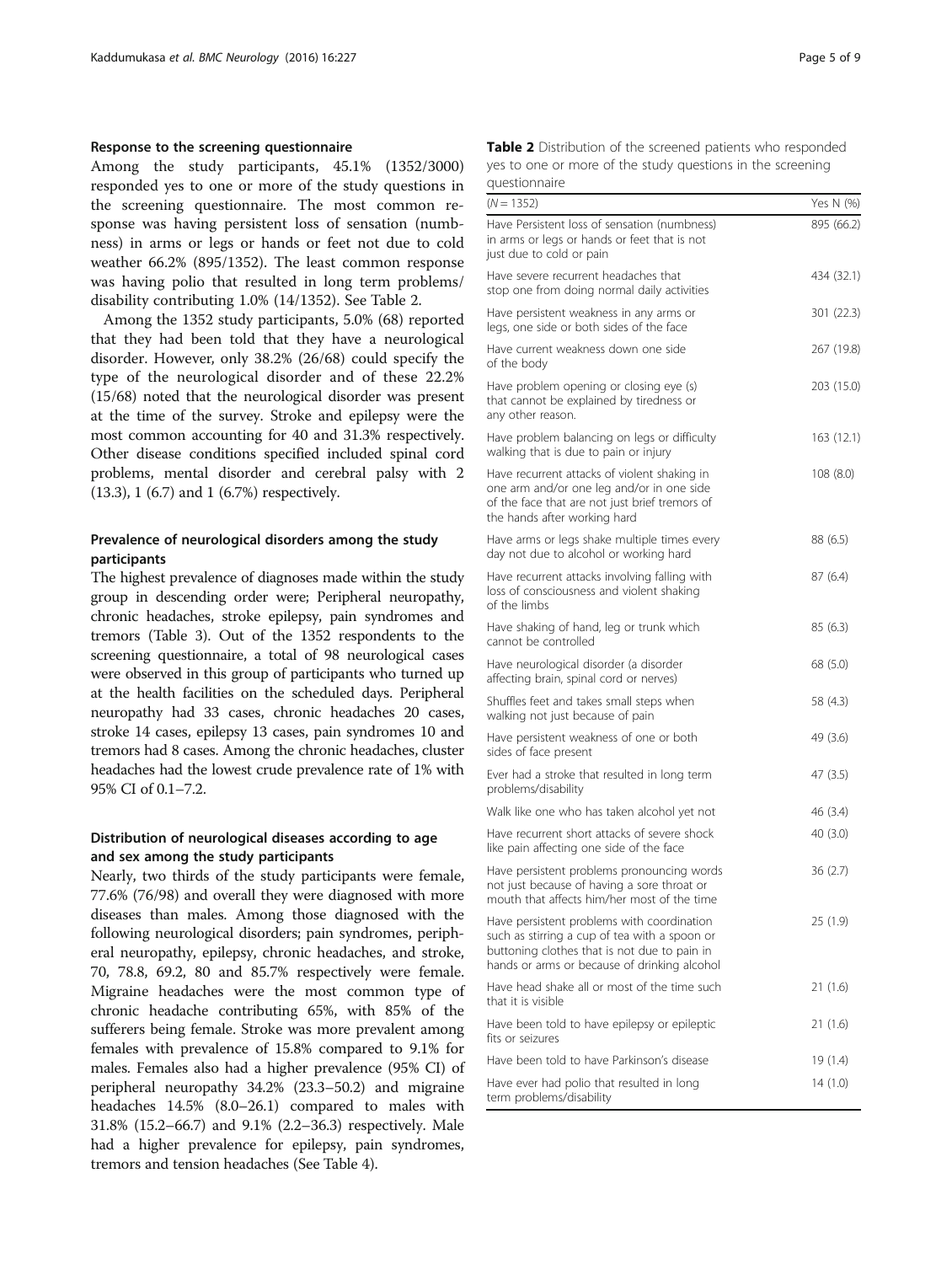### Response to the screening questionnaire

Among the study participants, 45.1% (1352/3000) responded yes to one or more of the study questions in the screening questionnaire. The most common response was having persistent loss of sensation (numbness) in arms or legs or hands or feet not due to cold weather 66.2% (895/1352). The least common response was having polio that resulted in long term problems/ disability contributing 1.0% (14/1352). See Table 2.

Among the 1352 study participants, 5.0% (68) reported that they had been told that they have a neurological disorder. However, only 38.2% (26/68) could specify the type of the neurological disorder and of these 22.2% (15/68) noted that the neurological disorder was present at the time of the survey. Stroke and epilepsy were the most common accounting for 40 and 31.3% respectively. Other disease conditions specified included spinal cord problems, mental disorder and cerebral palsy with 2 (13.3), 1 (6.7) and 1 (6.7%) respectively.

### Prevalence of neurological disorders among the study participants

The highest prevalence of diagnoses made within the study group in descending order were; Peripheral neuropathy, chronic headaches, stroke epilepsy, pain syndromes and tremors (Table 3). Out of the 1352 respondents to the screening questionnaire, a total of 98 neurological cases were observed in this group of participants who turned up at the health facilities on the scheduled days. Peripheral neuropathy had 33 cases, chronic headaches 20 cases, stroke 14 cases, epilepsy 13 cases, pain syndromes 10 and tremors had 8 cases. Among the chronic headaches, cluster headaches had the lowest crude prevalence rate of 1% with 95% CI of 0.1–7.2.

### Distribution of neurological diseases according to age and sex among the study participants

Nearly, two thirds of the study participants were female, 77.6% (76/98) and overall they were diagnosed with more diseases than males. Among those diagnosed with the following neurological disorders; pain syndromes, peripheral neuropathy, epilepsy, chronic headaches, and stroke, 70, 78.8, 69.2, 80 and 85.7% respectively were female. Migraine headaches were the most common type of chronic headache contributing 65%, with 85% of the sufferers being female. Stroke was more prevalent among females with prevalence of 15.8% compared to 9.1% for males. Females also had a higher prevalence (95% CI) of peripheral neuropathy 34.2% (23.3–50.2) and migraine headaches 14.5% (8.0–26.1) compared to males with 31.8% (15.2–66.7) and 9.1% (2.2–36.3) respectively. Male had a higher prevalence for epilepsy, pain syndromes, tremors and tension headaches (See Table 4).

**Table 2** Distribution of the screened patients who responded yes to one or more of the study questions in the screening questionnaire

| (N = 1352) | Yes N (%) |
|---|---|
| Have Persistent loss of sensation (numbness) in arms or legs or hands or feet that is not just due to cold or pain | 895 (66.2) |
| Have severe recurrent headaches that stop one from doing normal daily activities | 434 (32.1) |
| Have persistent weakness in any arms or legs, one side or both sides of the face | 301 (22.3) |
| Have current weakness down one side of the body | 267 (19.8) |
| Have problem opening or closing eye (s) that cannot be explained by tiredness or any other reason. | 203 (15.0) |
| Have problem balancing on legs or difficulty walking that is due to pain or injury | 163 (12.1) |
| Have recurrent attacks of violent shaking in one arm and/or one leg and/or in one side of the face that are not just brief tremors of the hands after working hard | 108 (8.0) |
| Have arms or legs shake multiple times every day not due to alcohol or working hard | 88 (6.5) |
| Have recurrent attacks involving falling with loss of consciousness and violent shaking of the limbs | 87 (6.4) |
| Have shaking of hand, leg or trunk which cannot be controlled | 85 (6.3) |
| Have neurological disorder (a disorder affecting brain, spinal cord or nerves) | 68 (5.0) |
| Shuffles feet and takes small steps when walking not just because of pain | 58 (4.3) |
| Have persistent weakness of one or both sides of face present | 49 (3.6) |
| Ever had a stroke that resulted in long term problems/disability | 47 (3.5) |
| Walk like one who has taken alcohol yet not | 46 (3.4) |
| Have recurrent short attacks of severe shock like pain affecting one side of the face | 40 (3.0) |
| Have persistent problems pronouncing words not just because of having a sore throat or mouth that affects him/her most of the time | 36 (2.7) |
| Have persistent problems with coordination such as stirring a cup of tea with a spoon or buttoning clothes that is not due to pain in hands or arms or because of drinking alcohol | 25 (1.9) |
| Have head shake all or most of the time such that it is visible | 21 (1.6) |
| Have been told to have epilepsy or epileptic fits or seizures | 21 (1.6) |
| Have been told to have Parkinson's disease | 19 (1.4) |
| Have ever had polio that resulted in long term problems/disability | 14 (1.0) |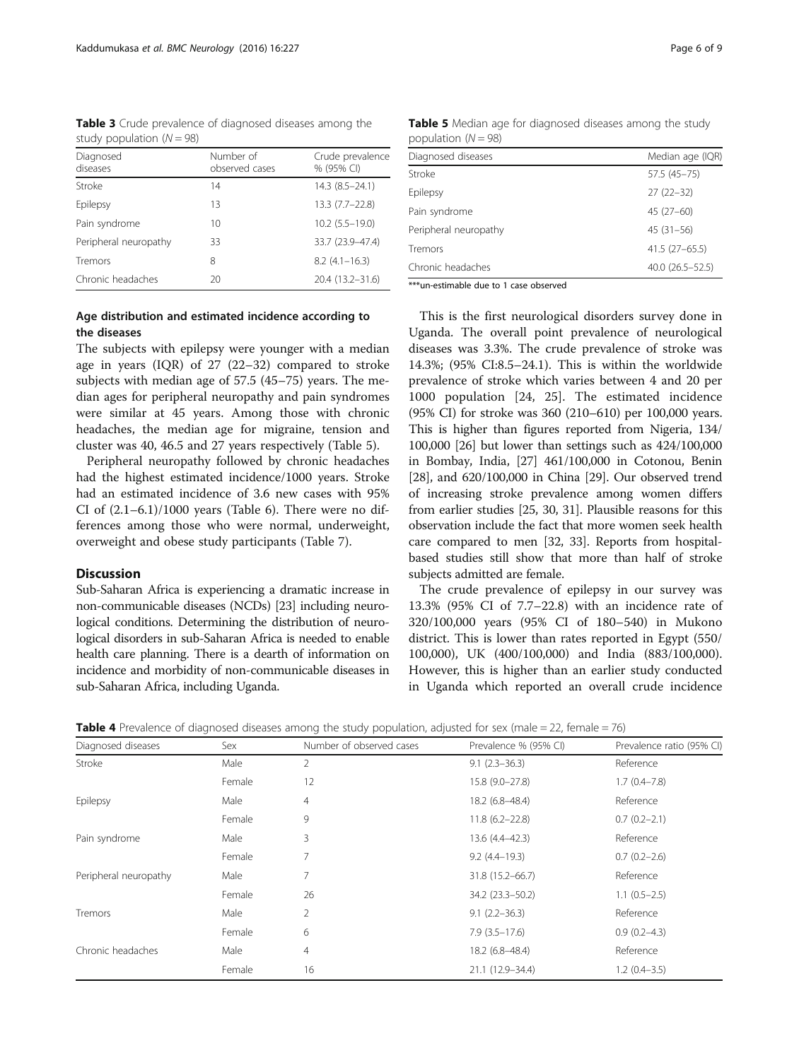**Table 3** Crude prevalence of diagnosed diseases among the study population (*N* = 98)

| Diagnosed diseases | Number of observed cases | Crude prevalence % (95% CI) |
|---|---|---|
| Stroke | 14 | 14.3 (8.5–24.1) |
| Epilepsy | 13 | 13.3 (7.7–22.8) |
| Pain syndrome | 10 | 10.2 (5.5–19.0) |
| Peripheral neuropathy | 33 | 33.7 (23.9–47.4) |
| Tremors | 8 | 8.2 (4.1–16.3) |
| Chronic headaches | 20 | 20.4 (13.2–31.6) |

### Age distribution and estimated incidence according to the diseases

The subjects with epilepsy were younger with a median age in years (IQR) of 27 (22–32) compared to stroke subjects with median age of 57.5 (45–75) years. The median ages for peripheral neuropathy and pain syndromes were similar at 45 years. Among those with chronic headaches, the median age for migraine, tension and cluster was 40, 46.5 and 27 years respectively (Table 5).

Peripheral neuropathy followed by chronic headaches had the highest estimated incidence/1000 years. Stroke had an estimated incidence of 3.6 new cases with 95% CI of (2.1–6.1)/1000 years (Table 6). There were no differences among those who were normal, underweight, overweight and obese study participants (Table 7).

## Discussion

Sub-Saharan Africa is experiencing a dramatic increase in non-communicable diseases (NCDs) [23] including neurological conditions. Determining the distribution of neurological disorders in sub-Saharan Africa is needed to enable health care planning. There is a dearth of information on incidence and morbidity of non-communicable diseases in sub-Saharan Africa, including Uganda.

**Table 5** Median age for diagnosed diseases among the study population (*N* = 98)

| Diagnosed diseases | Median age (IQR) |
|---|---|
| Stroke | 57.5 (45–75) |
| Epilepsy | 27 (22–32) |
| Pain syndrome | 45 (27–60) |
| Peripheral neuropathy | 45 (31–56) |
| Tremors | 41.5 (27–65.5) |
| Chronic headaches | 40.0 (26.5–52.5) |

***un-estimable due to 1 case observed

This is the first neurological disorders survey done in Uganda. The overall point prevalence of neurological diseases was 3.3%. The crude prevalence of stroke was 14.3%; (95% CI:8.5–24.1). This is within the worldwide prevalence of stroke which varies between 4 and 20 per 1000 population [24, 25]. The estimated incidence (95% CI) for stroke was 360 (210–610) per 100,000 years. This is higher than figures reported from Nigeria, 134/100,000 [26] but lower than settings such as 424/100,000 in Bombay, India, [27] 461/100,000 in Cotonou, Benin [28], and 620/100,000 in China [29]. Our observed trend of increasing stroke prevalence among women differs from earlier studies [25, 30, 31]. Plausible reasons for this observation include the fact that more women seek health care compared to men [32, 33]. Reports from hospital-based studies still show that more than half of stroke subjects admitted are female.

The crude prevalence of epilepsy in our survey was 13.3% (95% CI of 7.7–22.8) with an incidence rate of 320/100,000 years (95% CI of 180–540) in Mukono district. This is lower than rates reported in Egypt (550/100,000), UK (400/100,000) and India (883/100,000). However, this is higher than an earlier study conducted in Uganda which reported an overall crude incidence

**Table 4** Prevalence of diagnosed diseases among the study population, adjusted for sex (male = 22, female = 76)

| Diagnosed diseases | Sex | Number of observed cases | Prevalence % (95% CI) | Prevalence ratio (95% CI) |
|---|---|---|---|---|
| Stroke | Male | 2 | 9.1 (2.3–36.3) | Reference |
| | Female | 12 | 15.8 (9.0–27.8) | 1.7 (0.4–7.8) |
| Epilepsy | Male | 4 | 18.2 (6.8–48.4) | Reference |
| | Female | 9 | 11.8 (6.2–22.8) | 0.7 (0.2–2.1) |
| Pain syndrome | Male | 3 | 13.6 (4.4–42.3) | Reference |
| | Female | 7 | 9.2 (4.4–19.3) | 0.7 (0.2–2.6) |
| Peripheral neuropathy | Male | 7 | 31.8 (15.2–66.7) | Reference |
| | Female | 26 | 34.2 (23.3–50.2) | 1.1 (0.5–2.5) |
| Tremors | Male | 2 | 9.1 (2.2–36.3) | Reference |
| | Female | 6 | 7.9 (3.5–17.6) | 0.9 (0.2–4.3) |
| Chronic headaches | Male | 4 | 18.2 (6.8–48.4) | Reference |
| | Female | 16 | 21.1 (12.9–34.4) | 1.2 (0.4–3.5) |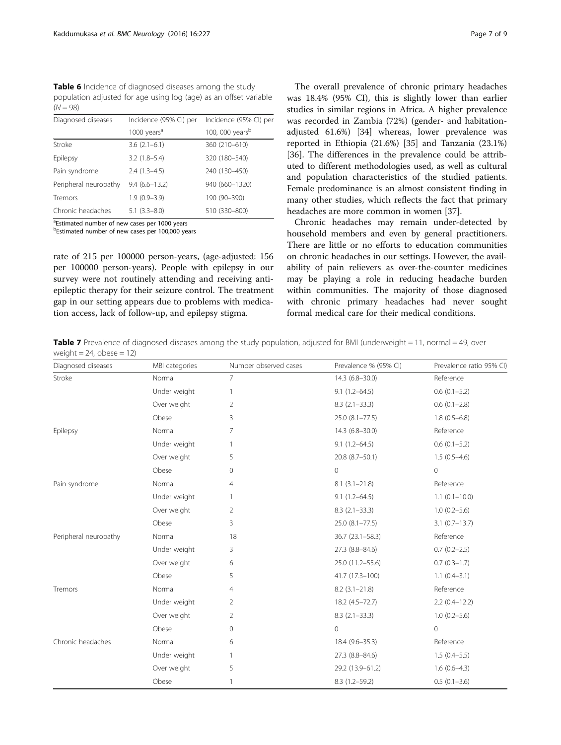**Table 6** Incidence of diagnosed diseases among the study population adjusted for age using log (age) as an offset variable ($N = 98$)

| Diagnosed diseases | Incidence (95% CI) per 1000 years[a] | Incidence (95% CI) per 100, 000 years[b] |
|---|---|---|
| Stroke | 3.6 (2.1–6.1) | 360 (210–610) |
| Epilepsy | 3.2 (1.8–5.4) | 320 (180–540) |
| Pain syndrome | 2.4 (1.3–4.5) | 240 (130–450) |
| Peripheral neuropathy | 9.4 (6.6–13.2) | 940 (660–1320) |
| Tremors | 1.9 (0.9–3.9) | 190 (90–390) |
| Chronic headaches | 5.1 (3.3–8.0) | 510 (330–800) |

[a]Estimated number of new cases per 1000 years
[b]Estimated number of new cases per 100,000 years

rate of 215 per 100000 person-years, (age-adjusted: 156 per 100000 person-years). People with epilepsy in our survey were not routinely attending and receiving anti-epileptic therapy for their seizure control. The treatment gap in our setting appears due to problems with medication access, lack of follow-up, and epilepsy stigma.

The overall prevalence of chronic primary headaches was 18.4% (95% CI), this is slightly lower than earlier studies in similar regions in Africa. A higher prevalence was recorded in Zambia (72%) (gender- and habitation-adjusted 61.6%) [34] whereas, lower prevalence was reported in Ethiopia (21.6%) [35] and Tanzania (23.1%) [36]. The differences in the prevalence could be attributed to different methodologies used, as well as cultural and population characteristics of the studied patients. Female predominance is an almost consistent finding in many other studies, which reflects the fact that primary headaches are more common in women [37].

Chronic headaches may remain under-detected by household members and even by general practitioners. There are little or no efforts to education communities on chronic headaches in our settings. However, the availability of pain relievers as over-the-counter medicines may be playing a role in reducing headache burden within communities. The majority of those diagnosed with chronic primary headaches had never sought formal medical care for their medical conditions.

**Table 7** Prevalence of diagnosed diseases among the study population, adjusted for BMI (underweight = 11, normal = 49, over weight = 24, obese = 12)

| Diagnosed diseases | MBI categories | Number observed cases | Prevalence % (95% CI) | Prevalence ratio 95% CI) |
|---|---|---|---|---|
| Stroke | Normal | 7 | 14.3 (6.8–30.0) | Reference |
| | Under weight | 1 | 9.1 (1.2–64.5) | 0.6 (0.1–5.2) |
| | Over weight | 2 | 8.3 (2.1–33.3) | 0.6 (0.1–2.8) |
| | Obese | 3 | 25.0 (8.1–77.5) | 1.8 (0.5–6.8) |
| Epilepsy | Normal | 7 | 14.3 (6.8–30.0) | Reference |
| | Under weight | 1 | 9.1 (1.2–64.5) | 0.6 (0.1–5.2) |
| | Over weight | 5 | 20.8 (8.7–50.1) | 1.5 (0.5–4.6) |
| | Obese | 0 | 0 | 0 |
| Pain syndrome | Normal | 4 | 8.1 (3.1–21.8) | Reference |
| | Under weight | 1 | 9.1 (1.2–64.5) | 1.1 (0.1–10.0) |
| | Over weight | 2 | 8.3 (2.1–33.3) | 1.0 (0.2–5.6) |
| | Obese | 3 | 25.0 (8.1–77.5) | 3.1 (0.7–13.7) |
| Peripheral neuropathy | Normal | 18 | 36.7 (23.1–58.3) | Reference |
| | Under weight | 3 | 27.3 (8.8–84.6) | 0.7 (0.2–2.5) |
| | Over weight | 6 | 25.0 (11.2–55.6) | 0.7 (0.3–1.7) |
| | Obese | 5 | 41.7 (17.3–100) | 1.1 (0.4–3.1) |
| Tremors | Normal | 4 | 8.2 (3.1–21.8) | Reference |
| | Under weight | 2 | 18.2 (4.5–72.7) | 2.2 (0.4–12.2) |
| | Over weight | 2 | 8.3 (2.1–33.3) | 1.0 (0.2–5.6) |
| | Obese | 0 | 0 | 0 |
| Chronic headaches | Normal | 6 | 18.4 (9.6–35.3) | Reference |
| | Under weight | 1 | 27.3 (8.8–84.6) | 1.5 (0.4–5.5) |
| | Over weight | 5 | 29.2 (13.9–61.2) | 1.6 (0.6–4.3) |
| | Obese | 1 | 8.3 (1.2–59.2) | 0.5 (0.1–3.6) |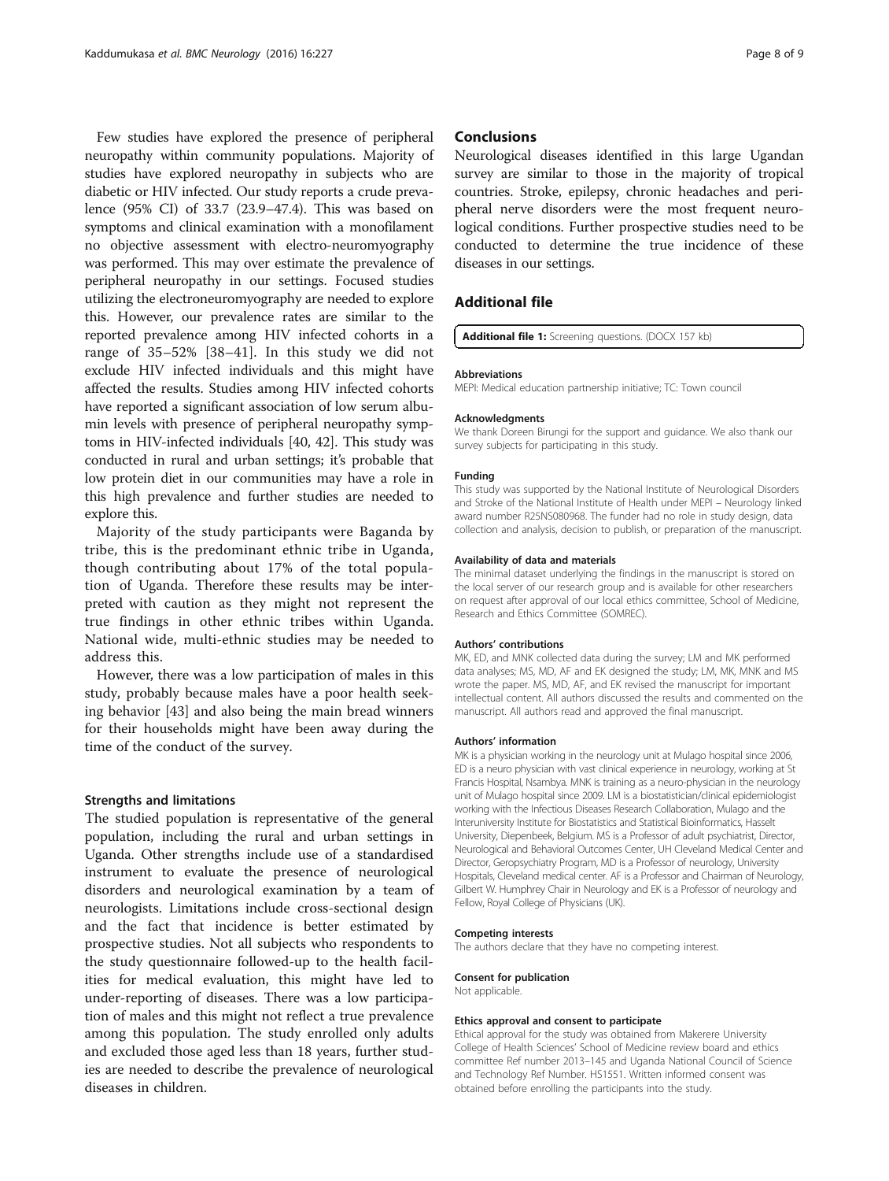Few studies have explored the presence of peripheral neuropathy within community populations. Majority of studies have explored neuropathy in subjects who are diabetic or HIV infected. Our study reports a crude prevalence (95% CI) of 33.7 (23.9–47.4). This was based on symptoms and clinical examination with a monofilament no objective assessment with electro-neuromyography was performed. This may over estimate the prevalence of peripheral neuropathy in our settings. Focused studies utilizing the electroneuromyography are needed to explore this. However, our prevalence rates are similar to the reported prevalence among HIV infected cohorts in a range of 35–52% [38–41]. In this study we did not exclude HIV infected individuals and this might have affected the results. Studies among HIV infected cohorts have reported a significant association of low serum albumin levels with presence of peripheral neuropathy symptoms in HIV-infected individuals [40, 42]. This study was conducted in rural and urban settings; it's probable that low protein diet in our communities may have a role in this high prevalence and further studies are needed to explore this.

Majority of the study participants were Baganda by tribe, this is the predominant ethnic tribe in Uganda, though contributing about 17% of the total population of Uganda. Therefore these results may be interpreted with caution as they might not represent the true findings in other ethnic tribes within Uganda. National wide, multi-ethnic studies may be needed to address this.

However, there was a low participation of males in this study, probably because males have a poor health seeking behavior [43] and also being the main bread winners for their households might have been away during the time of the conduct of the survey.

### Strengths and limitations

The studied population is representative of the general population, including the rural and urban settings in Uganda. Other strengths include use of a standardised instrument to evaluate the presence of neurological disorders and neurological examination by a team of neurologists. Limitations include cross-sectional design and the fact that incidence is better estimated by prospective studies. Not all subjects who respondents to the study questionnaire followed-up to the health facilities for medical evaluation, this might have led to under-reporting of diseases. There was a low participation of males and this might not reflect a true prevalence among this population. The study enrolled only adults and excluded those aged less than 18 years, further studies are needed to describe the prevalence of neurological diseases in children.

## Conclusions

Neurological diseases identified in this large Ugandan survey are similar to those in the majority of tropical countries. Stroke, epilepsy, chronic headaches and peripheral nerve disorders were the most frequent neurological conditions. Further prospective studies need to be conducted to determine the true incidence of these diseases in our settings.

## Additional file

**Additional file 1:** Screening questions. (DOCX 157 kb)

#### Abbreviations

MEPI: Medical education partnership initiative; TC: Town council

#### Acknowledgments

We thank Doreen Birungi for the support and guidance. We also thank our survey subjects for participating in this study.

#### Funding

This study was supported by the National Institute of Neurological Disorders and Stroke of the National Institute of Health under MEPI – Neurology linked award number R25NS080968. The funder had no role in study design, data collection and analysis, decision to publish, or preparation of the manuscript.

#### Availability of data and materials

The minimal dataset underlying the findings in the manuscript is stored on the local server of our research group and is available for other researchers on request after approval of our local ethics committee, School of Medicine, Research and Ethics Committee (SOMREC).

#### Authors' contributions

MK, ED, and MNK collected data during the survey; LM and MK performed data analyses; MS, MD, AF and EK designed the study; LM, MK, MNK and MS wrote the paper. MS, MD, AF, and EK revised the manuscript for important intellectual content. All authors discussed the results and commented on the manuscript. All authors read and approved the final manuscript.

#### Authors' information

MK is a physician working in the neurology unit at Mulago hospital since 2006, ED is a neuro physician with vast clinical experience in neurology, working at St Francis Hospital, Nsambya. MNK is training as a neuro-physician in the neurology unit of Mulago hospital since 2009. LM is a biostatistician/clinical epidemiologist working with the Infectious Diseases Research Collaboration, Mulago and the Interuniversity Institute for Biostatistics and Statistical Bioinformatics, Hasselt University, Diepenbeek, Belgium. MS is a Professor of adult psychiatrist, Director, Neurological and Behavioral Outcomes Center, UH Cleveland Medical Center and Director, Geropsychiatry Program, MD is a Professor of neurology, University Hospitals, Cleveland medical center. AF is a Professor and Chairman of Neurology, Gilbert W. Humphrey Chair in Neurology and EK is a Professor of neurology and Fellow, Royal College of Physicians (UK).

#### Competing interests

The authors declare that they have no competing interest.

#### Consent for publication

Not applicable.

#### Ethics approval and consent to participate

Ethical approval for the study was obtained from Makerere University College of Health Sciences' School of Medicine review board and ethics committee Ref number 2013–145 and Uganda National Council of Science and Technology Ref Number. HS1551. Written informed consent was obtained before enrolling the participants into the study.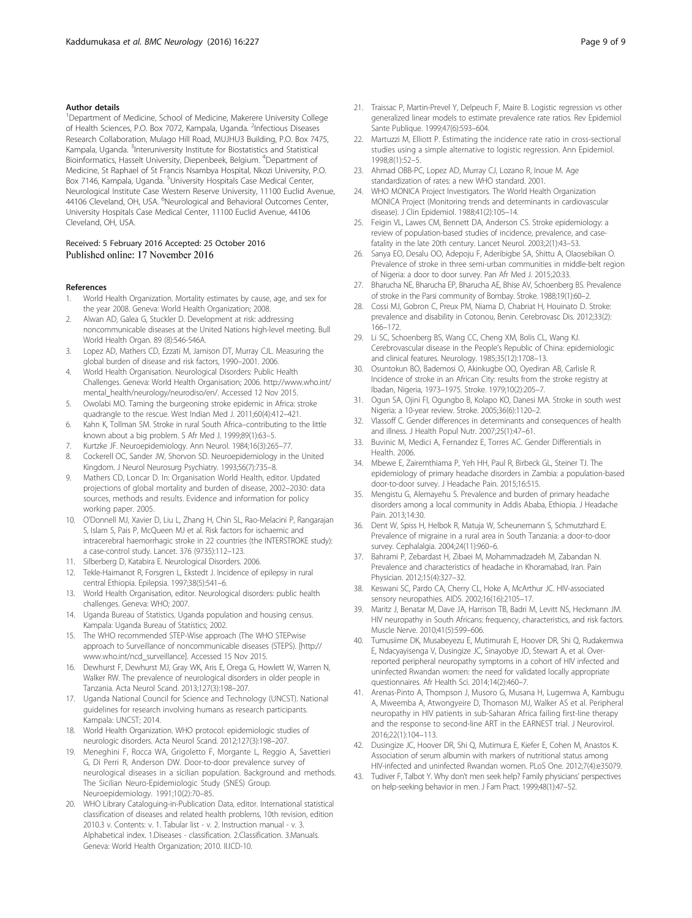#### Author details

[1]Department of Medicine, School of Medicine, Makerere University College of Health Sciences, P.O. Box 7072, Kampala, Uganda. [2]Infectious Diseases Research Collaboration, Mulago Hill Road, MUJHU3 Building, P.O. Box 7475, Kampala, Uganda. [3]Interuniversity Institute for Biostatistics and Statistical Bioinformatics, Hasselt University, Diepenbeek, Belgium. [4]Department of Medicine, St Raphael of St Francis Nsambya Hospital, Nkozi University, P.O. Box 7146, Kampala, Uganda. [5]University Hospitals Case Medical Center, Neurological Institute Case Western Reserve University, 11100 Euclid Avenue, 44106 Cleveland, OH, USA. [6]Neurological and Behavioral Outcomes Center, University Hospitals Case Medical Center, 11100 Euclid Avenue, 44106 Cleveland, OH, USA.

Received: 5 February 2016 Accepted: 25 October 2016
Published online: 17 November 2016

#### References

1. World Health Organization. Mortality estimates by cause, age, and sex for the year 2008. Geneva: World Health Organization; 2008.
2. Alwan AD, Galea G, Stuckler D. Development at risk: addressing noncommunicable diseases at the United Nations high-level meeting. Bull World Health Organ. 89 (8):546-546A.
3. Lopez AD, Mathers CD, Ezzati M, Jamison DT, Murray CJL. Measuring the global burden of disease and risk factors, 1990–2001. 2006.
4. World Health Organisation. Neurological Disorders: Public Health Challenges. Geneva: World Health Organisation; 2006. http://www.who.int/mental_health/neurology/neurodiso/en/. Accessed 12 Nov 2015.
5. Owolabi MO. Taming the burgeoning stroke epidemic in Africa: stroke quadrangle to the rescue. West Indian Med J. 2011;60(4):412–421.
6. Kahn K, Tollman SM. Stroke in rural South Africa–contributing to the little known about a big problem. S Afr Med J. 1999;89(1):63–5.
7. Kurtzke JF. Neuroepidemiology. Ann Neurol. 1984;16(3):265–77.
8. Cockerell OC, Sander JW, Shorvon SD. Neuroepidemiology in the United Kingdom. J Neurol Neurosurg Psychiatry. 1993;56(7):735–8.
9. Mathers CD, Loncar D. In: Organisation World Health, editor. Updated projections of global mortality and burden of disease, 2002–2030: data sources, methods and results. Evidence and information for policy working paper. 2005.
10. O'Donnell MJ, Xavier D, Liu L, Zhang H, Chin SL, Rao-Melacini P, Rangarajan S, Islam S, Pais P, McQueen MJ et al. Risk factors for ischaemic and intracerebral haemorrhagic stroke in 22 countries (the INTERSTROKE study): a case-control study. Lancet. 376 (9735):112–123.
11. Silberberg D, Katabira E. Neurological Disorders. 2006.
12. Tekle-Haimanot R, Forsgren L, Ekstedt J. Incidence of epilepsy in rural central Ethiopia. Epilepsia. 1997;38(5):541–6.
13. World Health Organisation, editor. Neurological disorders: public health challenges. Geneva: WHO; 2007.
14. Uganda Bureau of Statistics. Uganda population and housing census. Kampala: Uganda Bureau of Statistics; 2002.
15. The WHO recommended STEP-Wise approach (The WHO STEPwise approach to Surveillance of noncommunicable diseases (STEPS). [http://www.who.int/ncd_surveillance]. Accessed 15 Nov 2015.
16. Dewhurst F, Dewhurst MJ, Gray WK, Aris E, Orega G, Howlett W, Warren N, Walker RW. The prevalence of neurological disorders in older people in Tanzania. Acta Neurol Scand. 2013;127(3):198–207.
17. Uganda National Council for Science and Technology (UNCST). National guidelines for research involving humans as research participants. Kampala: UNCST; 2014.
18. World Health Organization. WHO protocol: epidemiologic studies of neurologic disorders. Acta Neurol Scand. 2012;127(3):198–207.
19. Meneghini F, Rocca WA, Grigoletto F, Morgante L, Reggio A, Savettieri G, Di Perri R, Anderson DW. Door-to-door prevalence survey of neurological diseases in a sicilian population. Background and methods. The Sicilian Neuro-Epidemiologic Study (SNES) Group. Neuroepidemiology. 1991;10(2):70–85.
20. WHO Library Cataloguing-in-Publication Data, editor. International statistical classification of diseases and related health problems, 10th revision, edition 2010.3 v. Contents: v. 1. Tabular list - v. 2. Instruction manual - v. 3. Alphabetical index. 1.Diseases - classification. 2.Classification. 3.Manuals. Geneva: World Health Organization; 2010. II.ICD-10.
21. Traissac P, Martin-Prevel Y, Delpeuch F, Maire B. Logistic regression vs other generalized linear models to estimate prevalence rate ratios. Rev Epidemiol Sante Publique. 1999;47(6):593–604.
22. Martuzzi M, Elliott P. Estimating the incidence rate ratio in cross-sectional studies using a simple alternative to logistic regression. Ann Epidemiol. 1998;8(1):52–5.
23. Ahmad OBB-PC, Lopez AD, Murray CJ, Lozano R, Inoue M. Age standardization of rates: a new WHO standard. 2001.
24. WHO MONICA Project Investigators. The World Health Organization MONICA Project (Monitoring trends and determinants in cardiovascular disease). J Clin Epidemiol. 1988;41(2):105–14.
25. Feigin VL, Lawes CM, Bennett DA, Anderson CS. Stroke epidemiology: a review of population-based studies of incidence, prevalence, and case-fatality in the late 20th century. Lancet Neurol. 2003;2(1):43–53.
26. Sanya EO, Desalu OO, Adepoju F, Aderibigbe SA, Shittu A, Olaosebikan O. Prevalence of stroke in three semi-urban communities in middle-belt region of Nigeria: a door to door survey. Pan Afr Med J. 2015;20:33.
27. Bharucha NE, Bharucha EP, Bharucha AE, Bhise AV, Schoenberg BS. Prevalence of stroke in the Parsi community of Bombay. Stroke. 1988;19(1):60–2.
28. Cossi MJ, Gobron C, Preux PM, Niama D, Chabriat H, Houinato D. Stroke: prevalence and disability in Cotonou, Benin. Cerebrovasc Dis. 2012;33(2): 166–172.
29. Li SC, Schoenberg BS, Wang CC, Cheng XM, Bolis CL, Wang KJ. Cerebrovascular disease in the People's Republic of China: epidemiologic and clinical features. Neurology. 1985;35(12):1708–13.
30. Osuntokun BO, Bademosi O, Akinkugbe OO, Oyediran AB, Carlisle R. Incidence of stroke in an African City: results from the stroke registry at Ibadan, Nigeria, 1973–1975. Stroke. 1979;10(2):205–7.
31. Ogun SA, Ojini FI, Ogungbo B, Kolapo KO, Danesi MA. Stroke in south west Nigeria: a 10-year review. Stroke. 2005;36(6):1120–2.
32. Vlassoff C. Gender differences in determinants and consequences of health and illness. J Health Popul Nutr. 2007;25(1):47–61.
33. Buvinic M, Medici A, Fernandez E, Torres AC. Gender Differentials in Health. 2006.
34. Mbewe E, Zairemthiama P, Yeh HH, Paul R, Birbeck GL, Steiner TJ. The epidemiology of primary headache disorders in Zambia: a population-based door-to-door survey. J Headache Pain. 2015;16:515.
35. Mengistu G, Alemayehu S. Prevalence and burden of primary headache disorders among a local community in Addis Ababa, Ethiopia. J Headache Pain. 2013;14:30.
36. Dent W, Spiss H, Helbok R, Matuja W, Scheunemann S, Schmutzhard E. Prevalence of migraine in a rural area in South Tanzania: a door-to-door survey. Cephalalgia. 2004;24(11):960–6.
37. Bahrami P, Zebardast H, Zibaei M, Mohammadzadeh M, Zabandan N. Prevalence and characteristics of headache in Khoramabad, Iran. Pain Physician. 2012;15(4):327–32.
38. Keswani SC, Pardo CA, Cherry CL, Hoke A, McArthur JC. HIV-associated sensory neuropathies. AIDS. 2002;16(16):2105–17.
39. Maritz J, Benatar M, Dave JA, Harrison TB, Badri M, Levitt NS, Heckmann JM. HIV neuropathy in South Africans: frequency, characteristics, and risk factors. Muscle Nerve. 2010;41(5):599–606.
40. Tumusiime DK, Musabeyezu E, Mutimurah E, Hoover DR, Shi Q, Rudakemwa E, Ndacyayisenga V, Dusingize JC, Sinayobye JD, Stewart A, et al. Over-reported peripheral neuropathy symptoms in a cohort of HIV infected and uninfected Rwandan women: the need for validated locally appropriate questionnaires. Afr Health Sci. 2014;14(2):460–7.
41. Arenas-Pinto A, Thompson J, Musoro G, Musana H, Lugemwa A, Kambugu A, Mweemba A, Atwongyeire D, Thomason MJ, Walker AS et al. Peripheral neuropathy in HIV patients in sub-Saharan Africa failing first-line therapy and the response to second-line ART in the EARNEST trial. J Neurovirol. 2016;22(1):104–113.
42. Dusingize JC, Hoover DR, Shi Q, Mutimura E, Kiefer E, Cohen M, Anastos K. Association of serum albumin with markers of nutritional status among HIV-infected and uninfected Rwandan women. PLoS One. 2012;7(4):e35079.
43. Tudiver F, Talbot Y. Why don't men seek help? Family physicians' perspectives on help-seeking behavior in men. J Fam Pract. 1999;48(1):47–52.